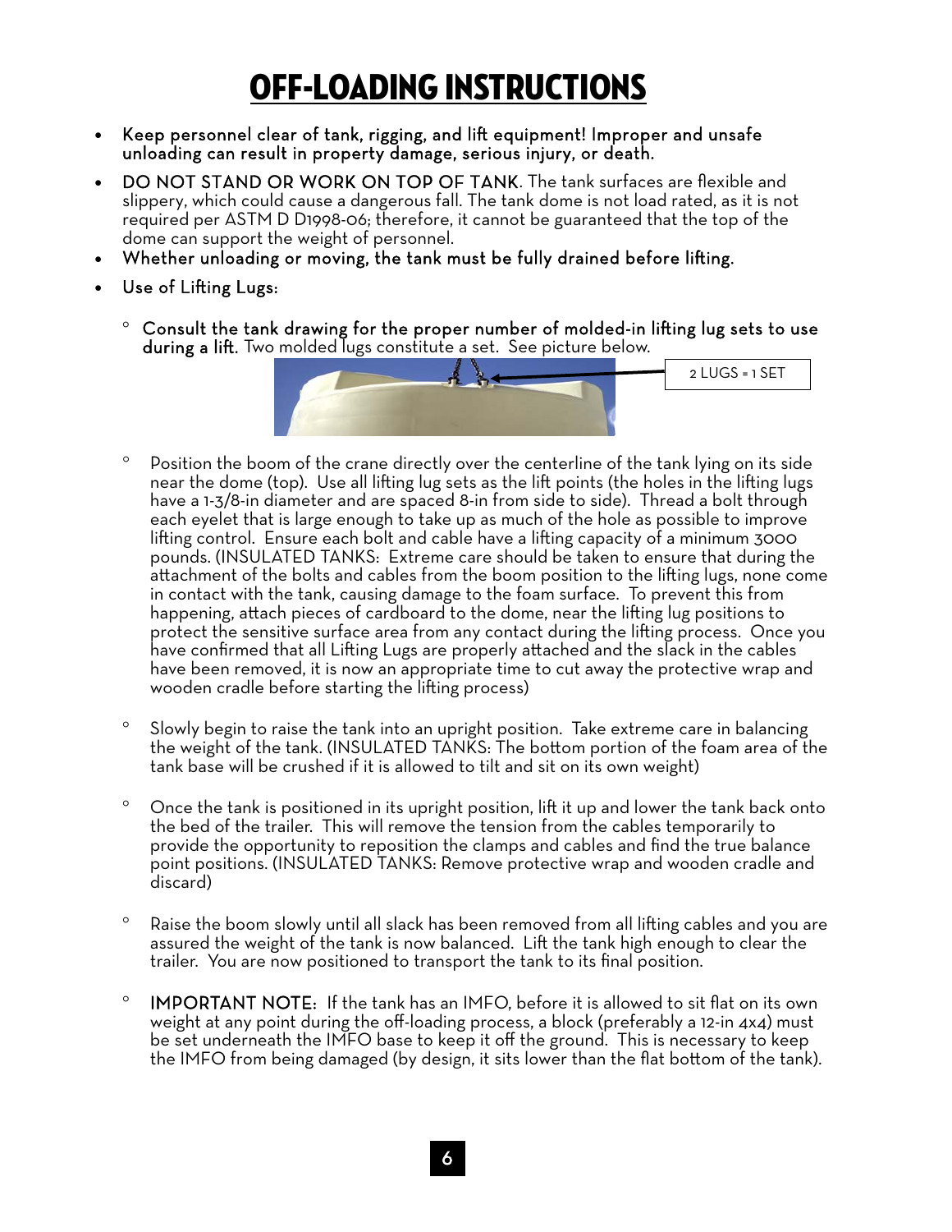# OFF-LOADING INSTRUCTIONS

- **Keep personnel clear of tank, rigging, and lift equipment! Improper and unsafe unloading can result in property damage, serious injury, or death.**
- **DO NOT STAND OR WORK ON TOP OF TANK**. The tank surfaces are flexible and slippery, which could cause a dangerous fall. The tank dome is not load rated, as it is not required per ASTM D D1998-06; therefore, it cannot be guaranteed that the top of the dome can support the weight of personnel.
- **Whether unloading or moving, the tank must be fully drained before lifting.**
- **Use of Lifting Lugs:**
  - **Consult the tank drawing for the proper number of molded-in lifting lug sets to use during a lift.** Two molded lugs constitute a set. See picture below.

    2 LUGS = 1 SET

  - Position the boom of the crane directly over the centerline of the tank lying on its side near the dome (top). Use all lifting lug sets as the lift points (the holes in the lifting lugs have a 1-3/8-in diameter and are spaced 8-in from side to side). Thread a bolt through each eyelet that is large enough to take up as much of the hole as possible to improve lifting control. Ensure each bolt and cable have a lifting capacity of a minimum 3000 pounds. (INSULATED TANKS: Extreme care should be taken to ensure that during the attachment of the bolts and cables from the boom position to the lifting lugs, none come in contact with the tank, causing damage to the foam surface. To prevent this from happening, attach pieces of cardboard to the dome, near the lifting lug positions to protect the sensitive surface area from any contact during the lifting process. Once you have confirmed that all Lifting Lugs are properly attached and the slack in the cables have been removed, it is now an appropriate time to cut away the protective wrap and wooden cradle before starting the lifting process)

  - Slowly begin to raise the tank into an upright position. Take extreme care in balancing the weight of the tank. (INSULATED TANKS: The bottom portion of the foam area of the tank base will be crushed if it is allowed to tilt and sit on its own weight)

  - Once the tank is positioned in its upright position, lift it up and lower the tank back onto the bed of the trailer. This will remove the tension from the cables temporarily to provide the opportunity to reposition the clamps and cables and find the true balance point positions. (INSULATED TANKS: Remove protective wrap and wooden cradle and discard)

  - Raise the boom slowly until all slack has been removed from all lifting cables and you are assured the weight of the tank is now balanced. Lift the tank high enough to clear the trailer. You are now positioned to transport the tank to its final position.

  - **IMPORTANT NOTE:** If the tank has an IMFO, before it is allowed to sit flat on its own weight at any point during the off-loading process, a block (preferably a 12-in 4x4) must be set underneath the IMFO base to keep it off the ground. This is necessary to keep the IMFO from being damaged (by design, it sits lower than the flat bottom of the tank).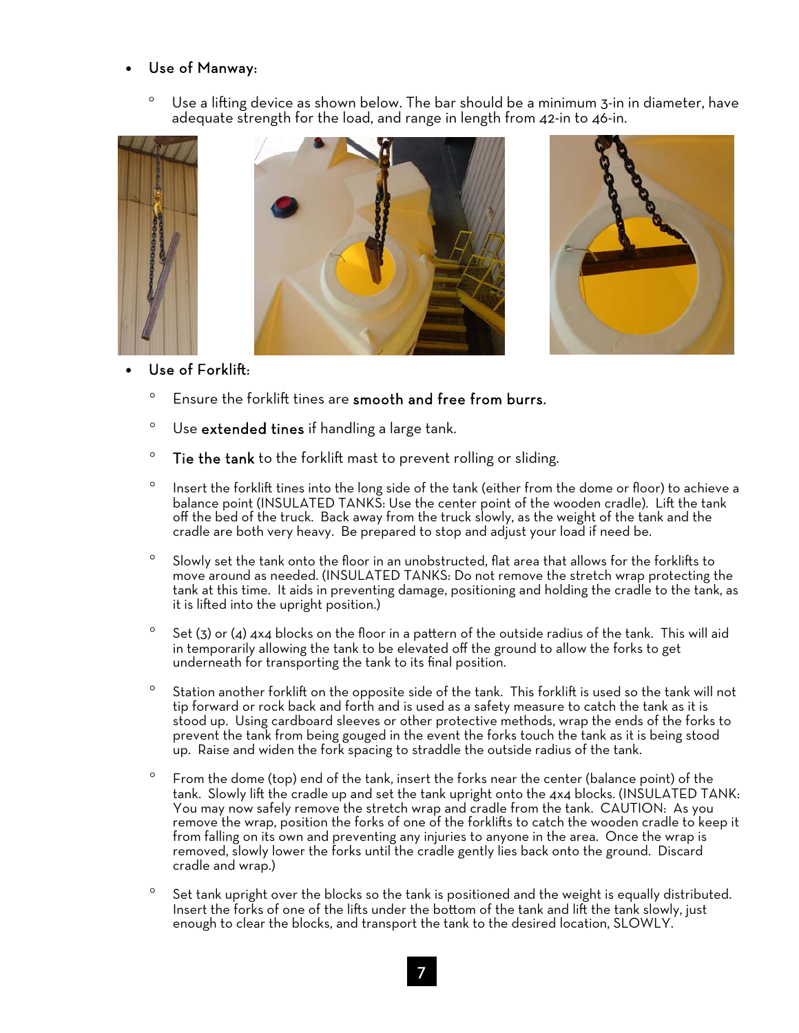- Use of Manway:
  - Use a lifting device as shown below. The bar should be a minimum 3-in in diameter, have adequate strength for the load, and range in length from 42-in to 46-in.

- Use of Forklift:
  - Ensure the forklift tines are **smooth and free from burrs**.
  - Use **extended tines** if handling a large tank.
  - **Tie the tank** to the forklift mast to prevent rolling or sliding.
  - Insert the forklift tines into the long side of the tank (either from the dome or floor) to achieve a balance point (INSULATED TANKS: Use the center point of the wooden cradle). Lift the tank off the bed of the truck. Back away from the truck slowly, as the weight of the tank and the cradle are both very heavy. Be prepared to stop and adjust your load if need be.
  - Slowly set the tank onto the floor in an unobstructed, flat area that allows for the forklifts to move around as needed. (INSULATED TANKS: Do not remove the stretch wrap protecting the tank at this time. It aids in preventing damage, positioning and holding the cradle to the tank, as it is lifted into the upright position.)
  - Set (3) or (4) 4x4 blocks on the floor in a pattern of the outside radius of the tank. This will aid in temporarily allowing the tank to be elevated off the ground to allow the forks to get underneath for transporting the tank to its final position.
  - Station another forklift on the opposite side of the tank. This forklift is used so the tank will not tip forward or rock back and forth and is used as a safety measure to catch the tank as it is stood up. Using cardboard sleeves or other protective methods, wrap the ends of the forks to prevent the tank from being gouged in the event the forks touch the tank as it is being stood up. Raise and widen the fork spacing to straddle the outside radius of the tank.
  - From the dome (top) end of the tank, insert the forks near the center (balance point) of the tank. Slowly lift the cradle up and set the tank upright onto the 4x4 blocks. (INSULATED TANK: You may now safely remove the stretch wrap and cradle from the tank. CAUTION: As you remove the wrap, position the forks of one of the forklifts to catch the wooden cradle to keep it from falling on its own and preventing any injuries to anyone in the area. Once the wrap is removed, slowly lower the forks until the cradle gently lies back onto the ground. Discard cradle and wrap.)
  - Set tank upright over the blocks so the tank is positioned and the weight is equally distributed. Insert the forks of one of the lifts under the bottom of the tank and lift the tank slowly, just enough to clear the blocks, and transport the tank to the desired location, SLOWLY.